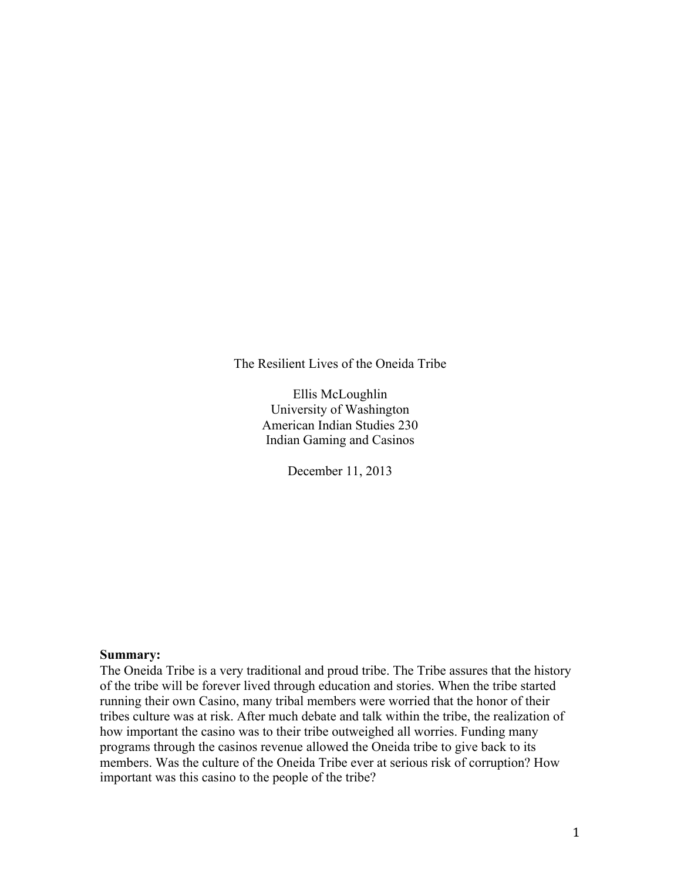# The Resilient Lives of the Oneida Tribe

Ellis McLoughlin
University of Washington
American Indian Studies 230
Indian Gaming and Casinos

December 11, 2013

**Summary:**
The Oneida Tribe is a very traditional and proud tribe. The Tribe assures that the history of the tribe will be forever lived through education and stories. When the tribe started running their own Casino, many tribal members were worried that the honor of their tribes culture was at risk. After much debate and talk within the tribe, the realization of how important the casino was to their tribe outweighed all worries. Funding many programs through the casinos revenue allowed the Oneida tribe to give back to its members. Was the culture of the Oneida Tribe ever at serious risk of corruption? How important was this casino to the people of the tribe?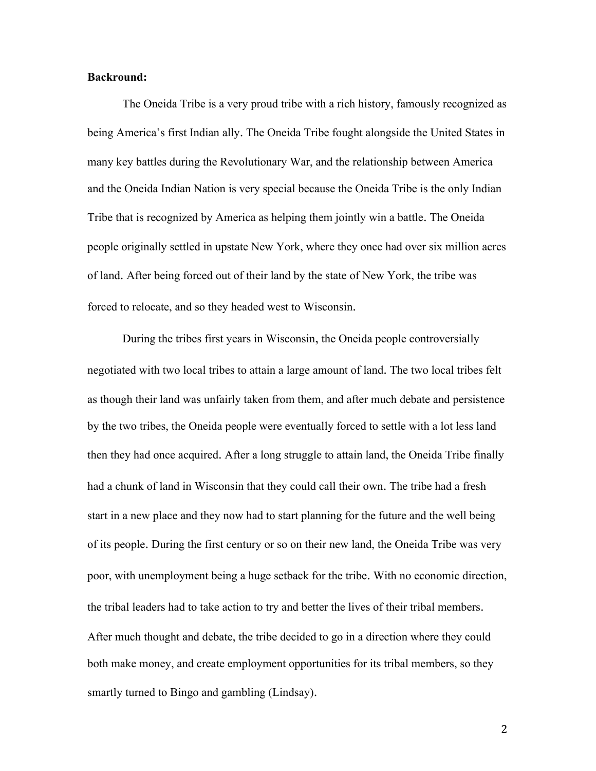**Backround:**

The Oneida Tribe is a very proud tribe with a rich history, famously recognized as being America's first Indian ally. The Oneida Tribe fought alongside the United States in many key battles during the Revolutionary War, and the relationship between America and the Oneida Indian Nation is very special because the Oneida Tribe is the only Indian Tribe that is recognized by America as helping them jointly win a battle. The Oneida people originally settled in upstate New York, where they once had over six million acres of land. After being forced out of their land by the state of New York, the tribe was forced to relocate, and so they headed west to Wisconsin.

During the tribes first years in Wisconsin, the Oneida people controversially negotiated with two local tribes to attain a large amount of land. The two local tribes felt as though their land was unfairly taken from them, and after much debate and persistence by the two tribes, the Oneida people were eventually forced to settle with a lot less land then they had once acquired. After a long struggle to attain land, the Oneida Tribe finally had a chunk of land in Wisconsin that they could call their own. The tribe had a fresh start in a new place and they now had to start planning for the future and the well being of its people. During the first century or so on their new land, the Oneida Tribe was very poor, with unemployment being a huge setback for the tribe. With no economic direction, the tribal leaders had to take action to try and better the lives of their tribal members. After much thought and debate, the tribe decided to go in a direction where they could both make money, and create employment opportunities for its tribal members, so they smartly turned to Bingo and gambling (Lindsay).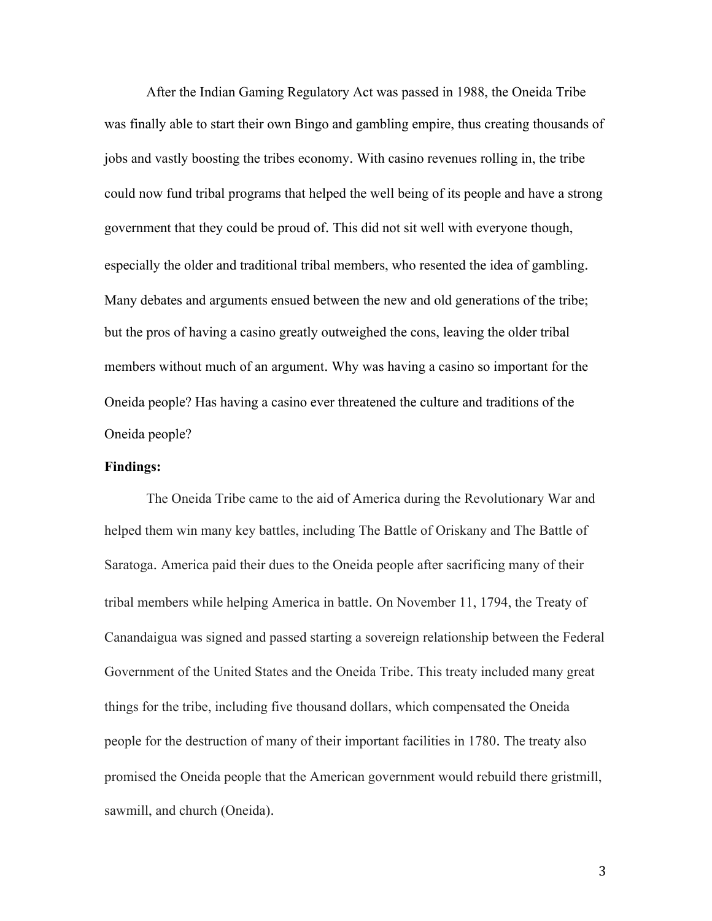After the Indian Gaming Regulatory Act was passed in 1988, the Oneida Tribe was finally able to start their own Bingo and gambling empire, thus creating thousands of jobs and vastly boosting the tribes economy. With casino revenues rolling in, the tribe could now fund tribal programs that helped the well being of its people and have a strong government that they could be proud of. This did not sit well with everyone though, especially the older and traditional tribal members, who resented the idea of gambling. Many debates and arguments ensued between the new and old generations of the tribe; but the pros of having a casino greatly outweighed the cons, leaving the older tribal members without much of an argument. Why was having a casino so important for the Oneida people? Has having a casino ever threatened the culture and traditions of the Oneida people?

**Findings:**

The Oneida Tribe came to the aid of America during the Revolutionary War and helped them win many key battles, including The Battle of Oriskany and The Battle of Saratoga. America paid their dues to the Oneida people after sacrificing many of their tribal members while helping America in battle. On November 11, 1794, the Treaty of Canandaigua was signed and passed starting a sovereign relationship between the Federal Government of the United States and the Oneida Tribe. This treaty included many great things for the tribe, including five thousand dollars, which compensated the Oneida people for the destruction of many of their important facilities in 1780. The treaty also promised the Oneida people that the American government would rebuild there gristmill, sawmill, and church (Oneida).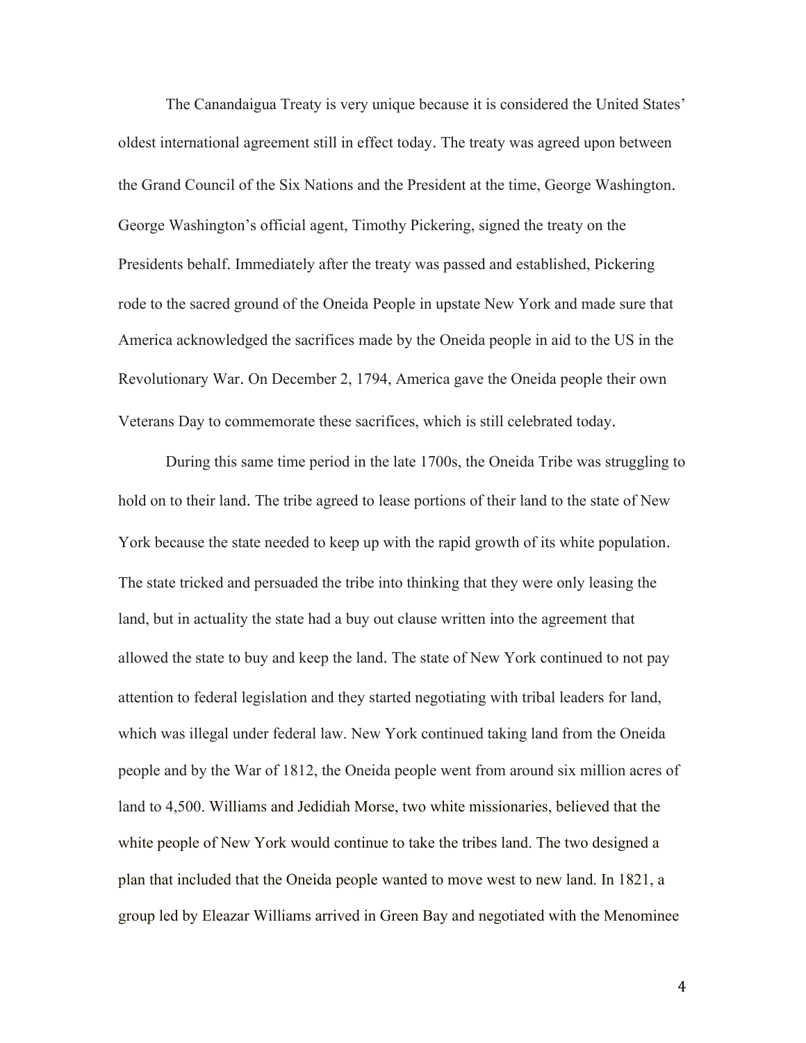The Canandaigua Treaty is very unique because it is considered the United States' oldest international agreement still in effect today. The treaty was agreed upon between the Grand Council of the Six Nations and the President at the time, George Washington. George Washington's official agent, Timothy Pickering, signed the treaty on the Presidents behalf. Immediately after the treaty was passed and established, Pickering rode to the sacred ground of the Oneida People in upstate New York and made sure that America acknowledged the sacrifices made by the Oneida people in aid to the US in the Revolutionary War. On December 2, 1794, America gave the Oneida people their own Veterans Day to commemorate these sacrifices, which is still celebrated today.

During this same time period in the late 1700s, the Oneida Tribe was struggling to hold on to their land. The tribe agreed to lease portions of their land to the state of New York because the state needed to keep up with the rapid growth of its white population. The state tricked and persuaded the tribe into thinking that they were only leasing the land, but in actuality the state had a buy out clause written into the agreement that allowed the state to buy and keep the land. The state of New York continued to not pay attention to federal legislation and they started negotiating with tribal leaders for land, which was illegal under federal law. New York continued taking land from the Oneida people and by the War of 1812, the Oneida people went from around six million acres of land to 4,500. Williams and Jedidiah Morse, two white missionaries, believed that the white people of New York would continue to take the tribes land. The two designed a plan that included that the Oneida people wanted to move west to new land. In 1821, a group led by Eleazar Williams arrived in Green Bay and negotiated with the Menominee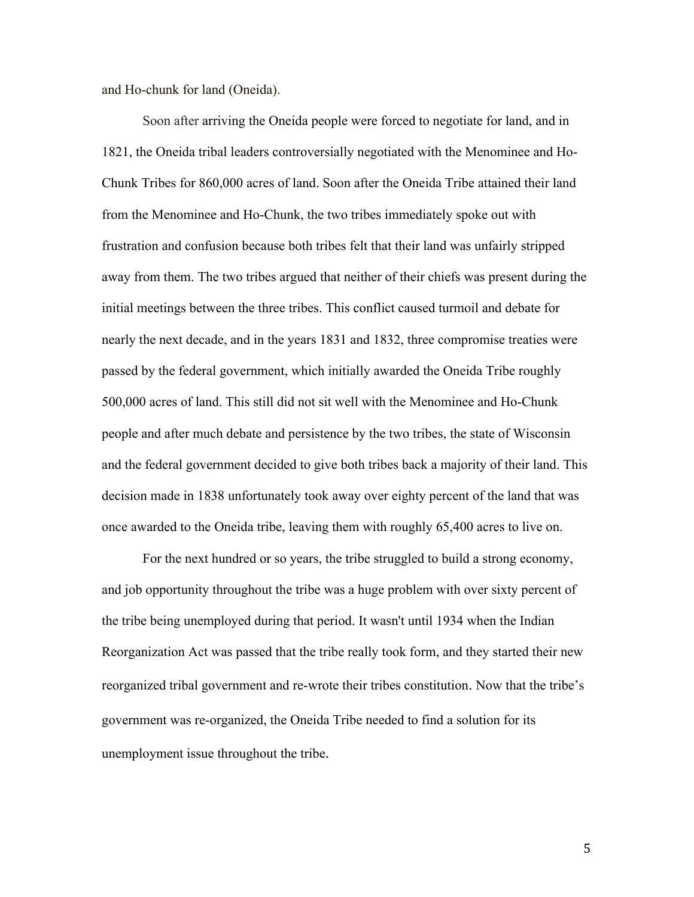and Ho-chunk for land (Oneida).

Soon after arriving the Oneida people were forced to negotiate for land, and in 1821, the Oneida tribal leaders controversially negotiated with the Menominee and Ho-Chunk Tribes for 860,000 acres of land. Soon after the Oneida Tribe attained their land from the Menominee and Ho-Chunk, the two tribes immediately spoke out with frustration and confusion because both tribes felt that their land was unfairly stripped away from them. The two tribes argued that neither of their chiefs was present during the initial meetings between the three tribes. This conflict caused turmoil and debate for nearly the next decade, and in the years 1831 and 1832, three compromise treaties were passed by the federal government, which initially awarded the Oneida Tribe roughly 500,000 acres of land. This still did not sit well with the Menominee and Ho-Chunk people and after much debate and persistence by the two tribes, the state of Wisconsin and the federal government decided to give both tribes back a majority of their land. This decision made in 1838 unfortunately took away over eighty percent of the land that was once awarded to the Oneida tribe, leaving them with roughly 65,400 acres to live on.

For the next hundred or so years, the tribe struggled to build a strong economy, and job opportunity throughout the tribe was a huge problem with over sixty percent of the tribe being unemployed during that period. It wasn't until 1934 when the Indian Reorganization Act was passed that the tribe really took form, and they started their new reorganized tribal government and re-wrote their tribes constitution. Now that the tribe's government was re-organized, the Oneida Tribe needed to find a solution for its unemployment issue throughout the tribe.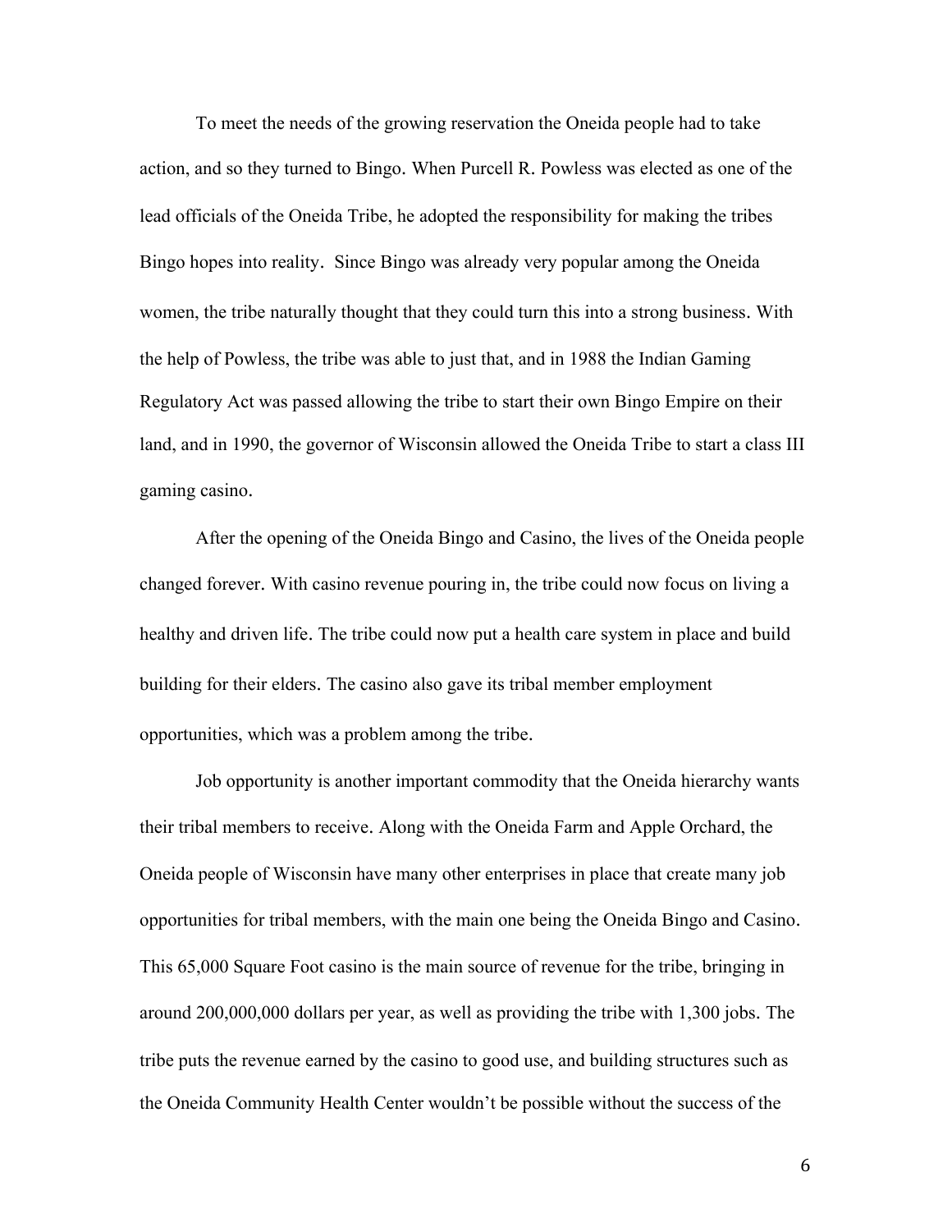To meet the needs of the growing reservation the Oneida people had to take action, and so they turned to Bingo. When Purcell R. Powless was elected as one of the lead officials of the Oneida Tribe, he adopted the responsibility for making the tribes Bingo hopes into reality. Since Bingo was already very popular among the Oneida women, the tribe naturally thought that they could turn this into a strong business. With the help of Powless, the tribe was able to just that, and in 1988 the Indian Gaming Regulatory Act was passed allowing the tribe to start their own Bingo Empire on their land, and in 1990, the governor of Wisconsin allowed the Oneida Tribe to start a class III gaming casino.

After the opening of the Oneida Bingo and Casino, the lives of the Oneida people changed forever. With casino revenue pouring in, the tribe could now focus on living a healthy and driven life. The tribe could now put a health care system in place and build building for their elders. The casino also gave its tribal member employment opportunities, which was a problem among the tribe.

Job opportunity is another important commodity that the Oneida hierarchy wants their tribal members to receive. Along with the Oneida Farm and Apple Orchard, the Oneida people of Wisconsin have many other enterprises in place that create many job opportunities for tribal members, with the main one being the Oneida Bingo and Casino. This 65,000 Square Foot casino is the main source of revenue for the tribe, bringing in around 200,000,000 dollars per year, as well as providing the tribe with 1,300 jobs. The tribe puts the revenue earned by the casino to good use, and building structures such as the Oneida Community Health Center wouldn't be possible without the success of the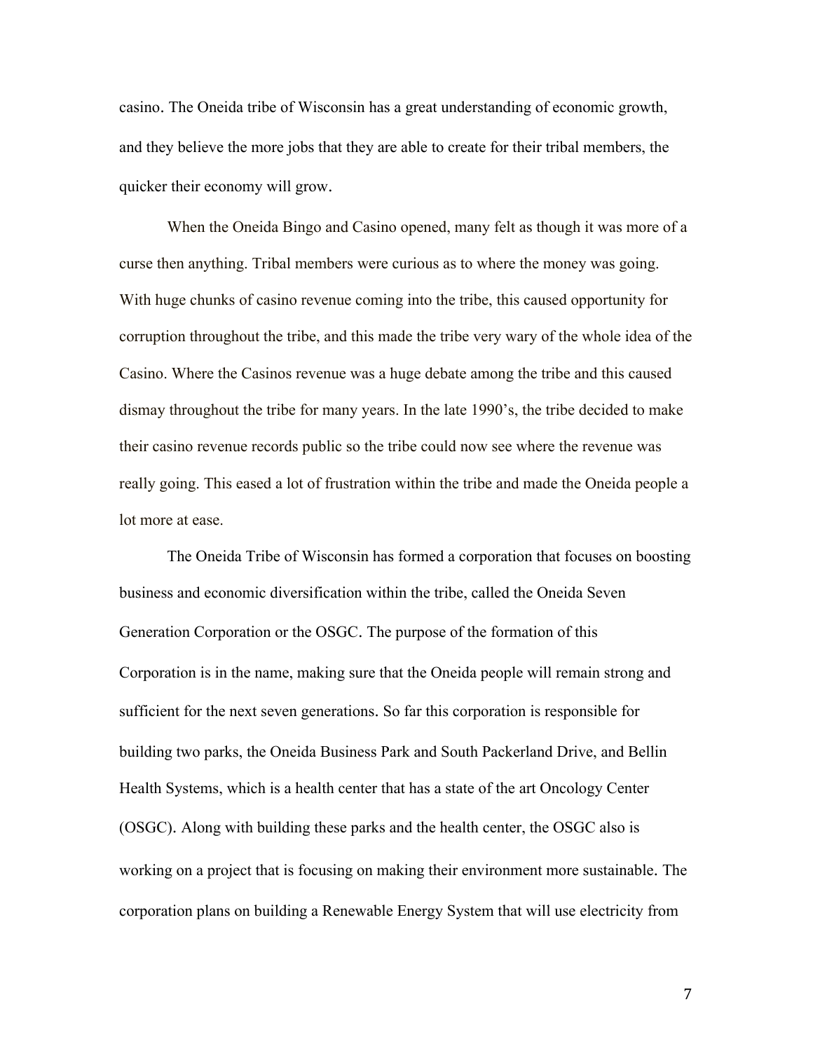casino. The Oneida tribe of Wisconsin has a great understanding of economic growth, and they believe the more jobs that they are able to create for their tribal members, the quicker their economy will grow.

When the Oneida Bingo and Casino opened, many felt as though it was more of a curse then anything. Tribal members were curious as to where the money was going. With huge chunks of casino revenue coming into the tribe, this caused opportunity for corruption throughout the tribe, and this made the tribe very wary of the whole idea of the Casino. Where the Casinos revenue was a huge debate among the tribe and this caused dismay throughout the tribe for many years. In the late 1990's, the tribe decided to make their casino revenue records public so the tribe could now see where the revenue was really going. This eased a lot of frustration within the tribe and made the Oneida people a lot more at ease.

The Oneida Tribe of Wisconsin has formed a corporation that focuses on boosting business and economic diversification within the tribe, called the Oneida Seven Generation Corporation or the OSGC. The purpose of the formation of this Corporation is in the name, making sure that the Oneida people will remain strong and sufficient for the next seven generations. So far this corporation is responsible for building two parks, the Oneida Business Park and South Packerland Drive, and Bellin Health Systems, which is a health center that has a state of the art Oncology Center (OSGC). Along with building these parks and the health center, the OSGC also is working on a project that is focusing on making their environment more sustainable. The corporation plans on building a Renewable Energy System that will use electricity from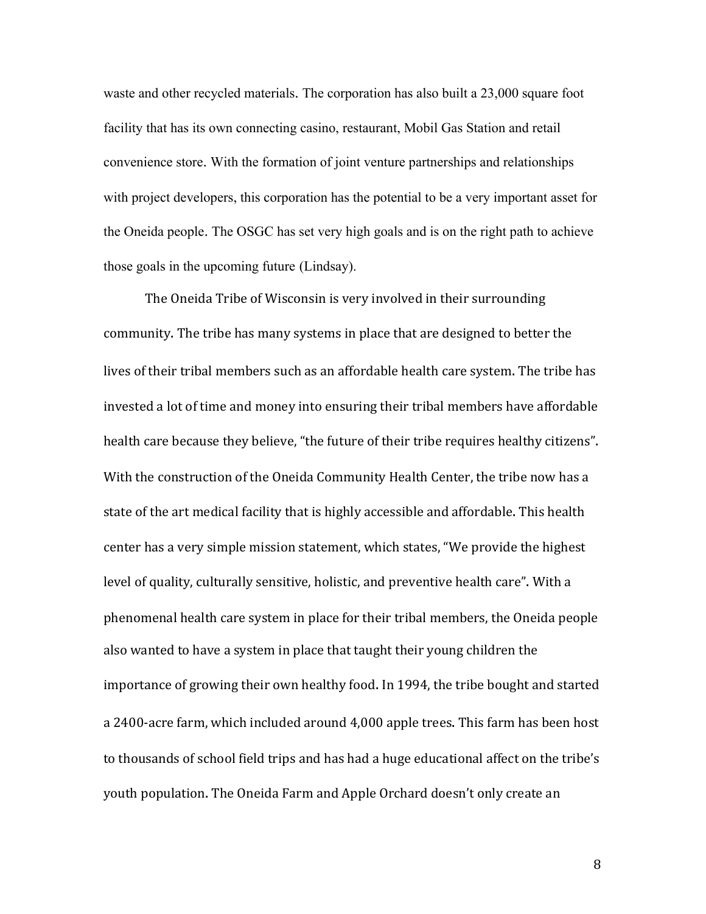waste and other recycled materials. The corporation has also built a 23,000 square foot facility that has its own connecting casino, restaurant, Mobil Gas Station and retail convenience store. With the formation of joint venture partnerships and relationships with project developers, this corporation has the potential to be a very important asset for the Oneida people. The OSGC has set very high goals and is on the right path to achieve those goals in the upcoming future (Lindsay).

The Oneida Tribe of Wisconsin is very involved in their surrounding community. The tribe has many systems in place that are designed to better the lives of their tribal members such as an affordable health care system. The tribe has invested a lot of time and money into ensuring their tribal members have affordable health care because they believe, "the future of their tribe requires healthy citizens". With the construction of the Oneida Community Health Center, the tribe now has a state of the art medical facility that is highly accessible and affordable. This health center has a very simple mission statement, which states, "We provide the highest level of quality, culturally sensitive, holistic, and preventive health care". With a phenomenal health care system in place for their tribal members, the Oneida people also wanted to have a system in place that taught their young children the importance of growing their own healthy food. In 1994, the tribe bought and started a 2400-acre farm, which included around 4,000 apple trees. This farm has been host to thousands of school field trips and has had a huge educational affect on the tribe's youth population. The Oneida Farm and Apple Orchard doesn't only create an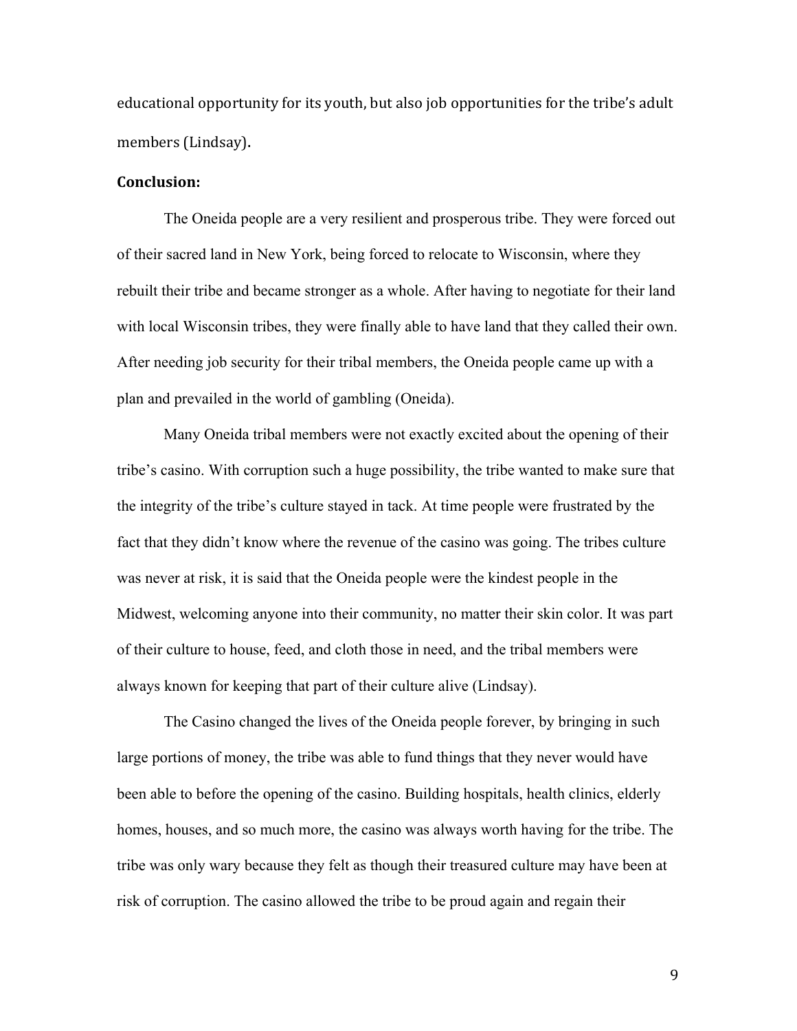educational opportunity for its youth, but also job opportunities for the tribe's adult members (Lindsay).

**Conclusion:**

The Oneida people are a very resilient and prosperous tribe. They were forced out of their sacred land in New York, being forced to relocate to Wisconsin, where they rebuilt their tribe and became stronger as a whole. After having to negotiate for their land with local Wisconsin tribes, they were finally able to have land that they called their own. After needing job security for their tribal members, the Oneida people came up with a plan and prevailed in the world of gambling (Oneida).

Many Oneida tribal members were not exactly excited about the opening of their tribe's casino. With corruption such a huge possibility, the tribe wanted to make sure that the integrity of the tribe's culture stayed in tack. At time people were frustrated by the fact that they didn't know where the revenue of the casino was going. The tribes culture was never at risk, it is said that the Oneida people were the kindest people in the Midwest, welcoming anyone into their community, no matter their skin color. It was part of their culture to house, feed, and cloth those in need, and the tribal members were always known for keeping that part of their culture alive (Lindsay).

The Casino changed the lives of the Oneida people forever, by bringing in such large portions of money, the tribe was able to fund things that they never would have been able to before the opening of the casino. Building hospitals, health clinics, elderly homes, houses, and so much more, the casino was always worth having for the tribe. The tribe was only wary because they felt as though their treasured culture may have been at risk of corruption. The casino allowed the tribe to be proud again and regain their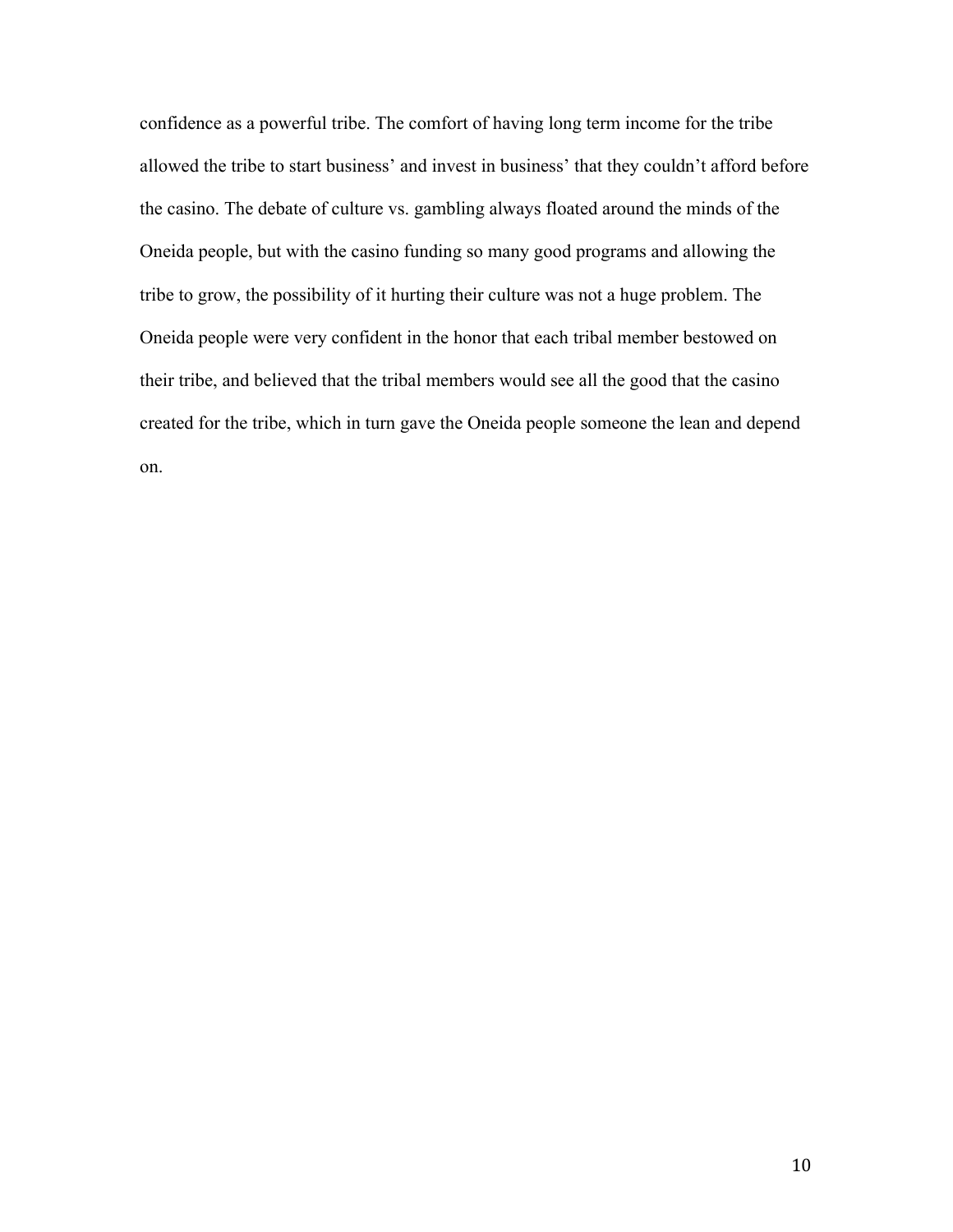confidence as a powerful tribe. The comfort of having long term income for the tribe allowed the tribe to start business' and invest in business' that they couldn't afford before the casino. The debate of culture vs. gambling always floated around the minds of the Oneida people, but with the casino funding so many good programs and allowing the tribe to grow, the possibility of it hurting their culture was not a huge problem. The Oneida people were very confident in the honor that each tribal member bestowed on their tribe, and believed that the tribal members would see all the good that the casino created for the tribe, which in turn gave the Oneida people someone the lean and depend on.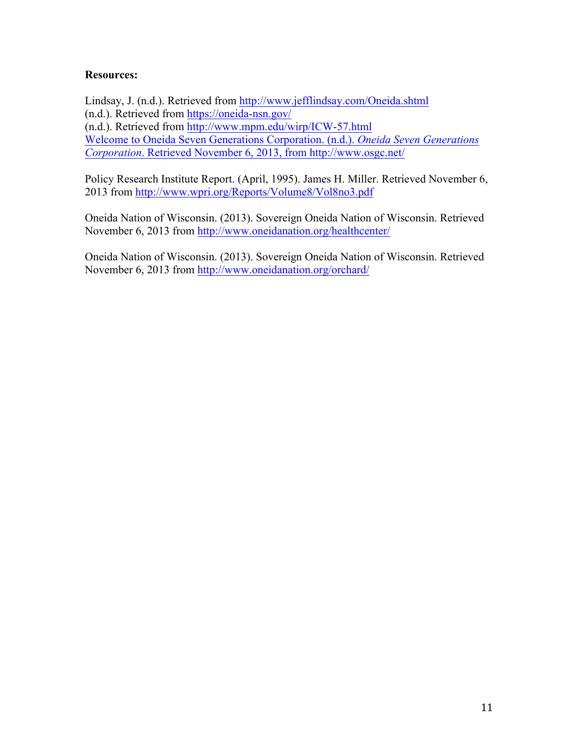**Resources:**

Lindsay, J. (n.d.). Retrieved from http://www.jefflindsay.com/Oneida.shtml  
(n.d.). Retrieved from https://oneida-nsn.gov/  
(n.d.). Retrieved from http://www.mpm.edu/wirp/ICW-57.html  
Welcome to Oneida Seven Generations Corporation. (n.d.). *Oneida Seven Generations Corporation*. Retrieved November 6, 2013, from http://www.osgc.net/

Policy Research Institute Report. (April, 1995). James H. Miller. Retrieved November 6, 2013 from http://www.wpri.org/Reports/Volume8/Vol8no3.pdf

Oneida Nation of Wisconsin. (2013). Sovereign Oneida Nation of Wisconsin. Retrieved November 6, 2013 from http://www.oneidanation.org/healthcenter/

Oneida Nation of Wisconsin. (2013). Sovereign Oneida Nation of Wisconsin. Retrieved November 6, 2013 from http://www.oneidanation.org/orchard/